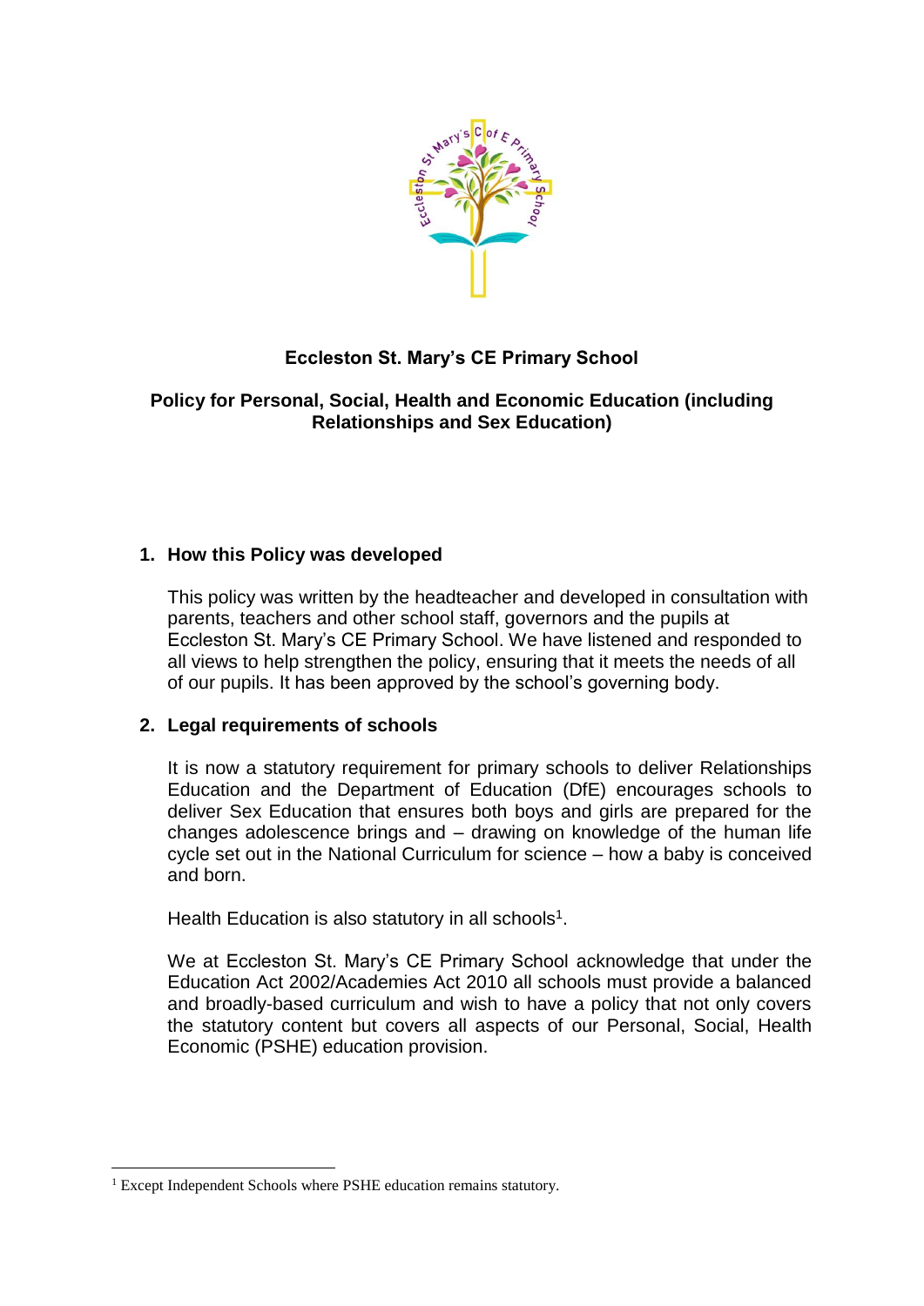# Eccleston St. Mary's CE Primary School

## Policy for Personal, Social, Health and Economic Education (including Relationships and Sex Education)

### 1. How this Policy was developed

This policy was written by the headteacher and developed in consultation with parents, teachers and other school staff, governors and the pupils at Eccleston St. Mary's CE Primary School. We have listened and responded to all views to help strengthen the policy, ensuring that it meets the needs of all of our pupils. It has been approved by the school's governing body.

### 2. Legal requirements of schools

It is now a statutory requirement for primary schools to deliver Relationships Education and the Department of Education (DfE) encourages schools to deliver Sex Education that ensures both boys and girls are prepared for the changes adolescence brings and – drawing on knowledge of the human life cycle set out in the National Curriculum for science – how a baby is conceived and born.

Health Education is also statutory in all schools[1].

We at Eccleston St. Mary's CE Primary School acknowledge that under the Education Act 2002/Academies Act 2010 all schools must provide a balanced and broadly-based curriculum and wish to have a policy that not only covers the statutory content but covers all aspects of our Personal, Social, Health Economic (PSHE) education provision.

---

[1] Except Independent Schools where PSHE education remains statutory.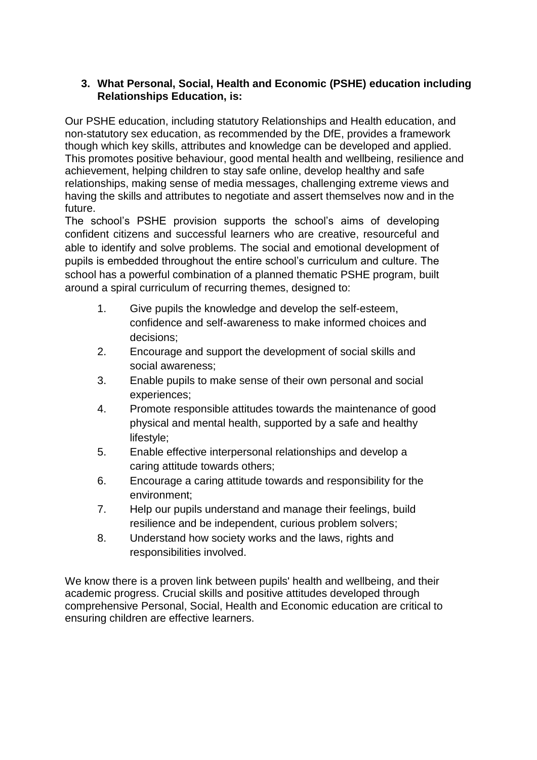### 3. What Personal, Social, Health and Economic (PSHE) education including Relationships Education, is:

Our PSHE education, including statutory Relationships and Health education, and non-statutory sex education, as recommended by the DfE, provides a framework though which key skills, attributes and knowledge can be developed and applied. This promotes positive behaviour, good mental health and wellbeing, resilience and achievement, helping children to stay safe online, develop healthy and safe relationships, making sense of media messages, challenging extreme views and having the skills and attributes to negotiate and assert themselves now and in the future.

The school's PSHE provision supports the school's aims of developing confident citizens and successful learners who are creative, resourceful and able to identify and solve problems. The social and emotional development of pupils is embedded throughout the entire school's curriculum and culture. The school has a powerful combination of a planned thematic PSHE program, built around a spiral curriculum of recurring themes, designed to:

1. Give pupils the knowledge and develop the self-esteem, confidence and self-awareness to make informed choices and decisions;
2. Encourage and support the development of social skills and social awareness;
3. Enable pupils to make sense of their own personal and social experiences;
4. Promote responsible attitudes towards the maintenance of good physical and mental health, supported by a safe and healthy lifestyle;
5. Enable effective interpersonal relationships and develop a caring attitude towards others;
6. Encourage a caring attitude towards and responsibility for the environment;
7. Help our pupils understand and manage their feelings, build resilience and be independent, curious problem solvers;
8. Understand how society works and the laws, rights and responsibilities involved.

We know there is a proven link between pupils' health and wellbeing, and their academic progress. Crucial skills and positive attitudes developed through comprehensive Personal, Social, Health and Economic education are critical to ensuring children are effective learners.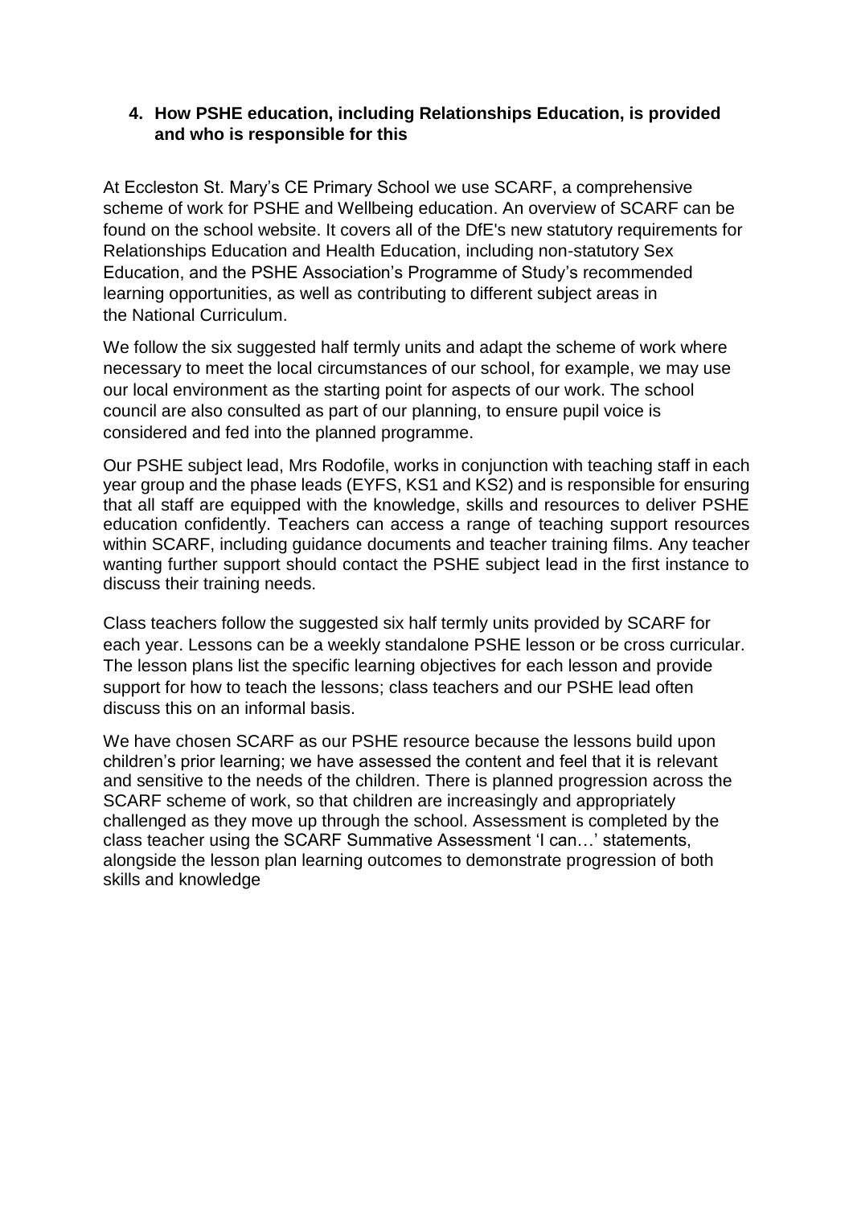## 4. How PSHE education, including Relationships Education, is provided and who is responsible for this

At Eccleston St. Mary's CE Primary School we use SCARF, a comprehensive scheme of work for PSHE and Wellbeing education. An overview of SCARF can be found on the school website. It covers all of the DfE's new statutory requirements for Relationships Education and Health Education, including non-statutory Sex Education, and the PSHE Association's Programme of Study's recommended learning opportunities, as well as contributing to different subject areas in the National Curriculum.

We follow the six suggested half termly units and adapt the scheme of work where necessary to meet the local circumstances of our school, for example, we may use our local environment as the starting point for aspects of our work. The school council are also consulted as part of our planning, to ensure pupil voice is considered and fed into the planned programme.

Our PSHE subject lead, Mrs Rodofile, works in conjunction with teaching staff in each year group and the phase leads (EYFS, KS1 and KS2) and is responsible for ensuring that all staff are equipped with the knowledge, skills and resources to deliver PSHE education confidently. Teachers can access a range of teaching support resources within SCARF, including guidance documents and teacher training films. Any teacher wanting further support should contact the PSHE subject lead in the first instance to discuss their training needs.

Class teachers follow the suggested six half termly units provided by SCARF for each year. Lessons can be a weekly standalone PSHE lesson or be cross curricular. The lesson plans list the specific learning objectives for each lesson and provide support for how to teach the lessons; class teachers and our PSHE lead often discuss this on an informal basis.

We have chosen SCARF as our PSHE resource because the lessons build upon children's prior learning; we have assessed the content and feel that it is relevant and sensitive to the needs of the children. There is planned progression across the SCARF scheme of work, so that children are increasingly and appropriately challenged as they move up through the school. Assessment is completed by the class teacher using the SCARF Summative Assessment 'I can…' statements, alongside the lesson plan learning outcomes to demonstrate progression of both skills and knowledge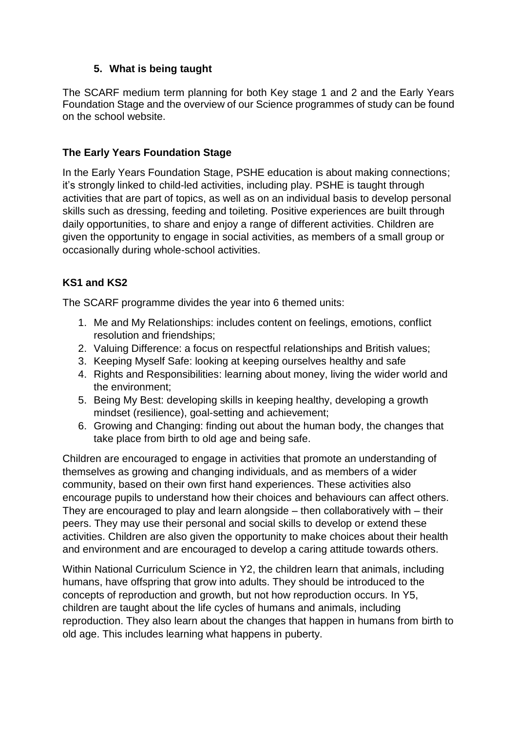## 5. What is being taught

The SCARF medium term planning for both Key stage 1 and 2 and the Early Years Foundation Stage and the overview of our Science programmes of study can be found on the school website.

### The Early Years Foundation Stage

In the Early Years Foundation Stage, PSHE education is about making connections; it's strongly linked to child-led activities, including play. PSHE is taught through activities that are part of topics, as well as on an individual basis to develop personal skills such as dressing, feeding and toileting. Positive experiences are built through daily opportunities, to share and enjoy a range of different activities. Children are given the opportunity to engage in social activities, as members of a small group or occasionally during whole-school activities.

### KS1 and KS2

The SCARF programme divides the year into 6 themed units:

1. Me and My Relationships: includes content on feelings, emotions, conflict resolution and friendships;
2. Valuing Difference: a focus on respectful relationships and British values;
3. Keeping Myself Safe: looking at keeping ourselves healthy and safe
4. Rights and Responsibilities: learning about money, living the wider world and the environment;
5. Being My Best: developing skills in keeping healthy, developing a growth mindset (resilience), goal-setting and achievement;
6. Growing and Changing: finding out about the human body, the changes that take place from birth to old age and being safe.

Children are encouraged to engage in activities that promote an understanding of themselves as growing and changing individuals, and as members of a wider community, based on their own first hand experiences. These activities also encourage pupils to understand how their choices and behaviours can affect others. They are encouraged to play and learn alongside – then collaboratively with – their peers. They may use their personal and social skills to develop or extend these activities. Children are also given the opportunity to make choices about their health and environment and are encouraged to develop a caring attitude towards others.

Within National Curriculum Science in Y2, the children learn that animals, including humans, have offspring that grow into adults. They should be introduced to the concepts of reproduction and growth, but not how reproduction occurs. In Y5, children are taught about the life cycles of humans and animals, including reproduction. They also learn about the changes that happen in humans from birth to old age. This includes learning what happens in puberty.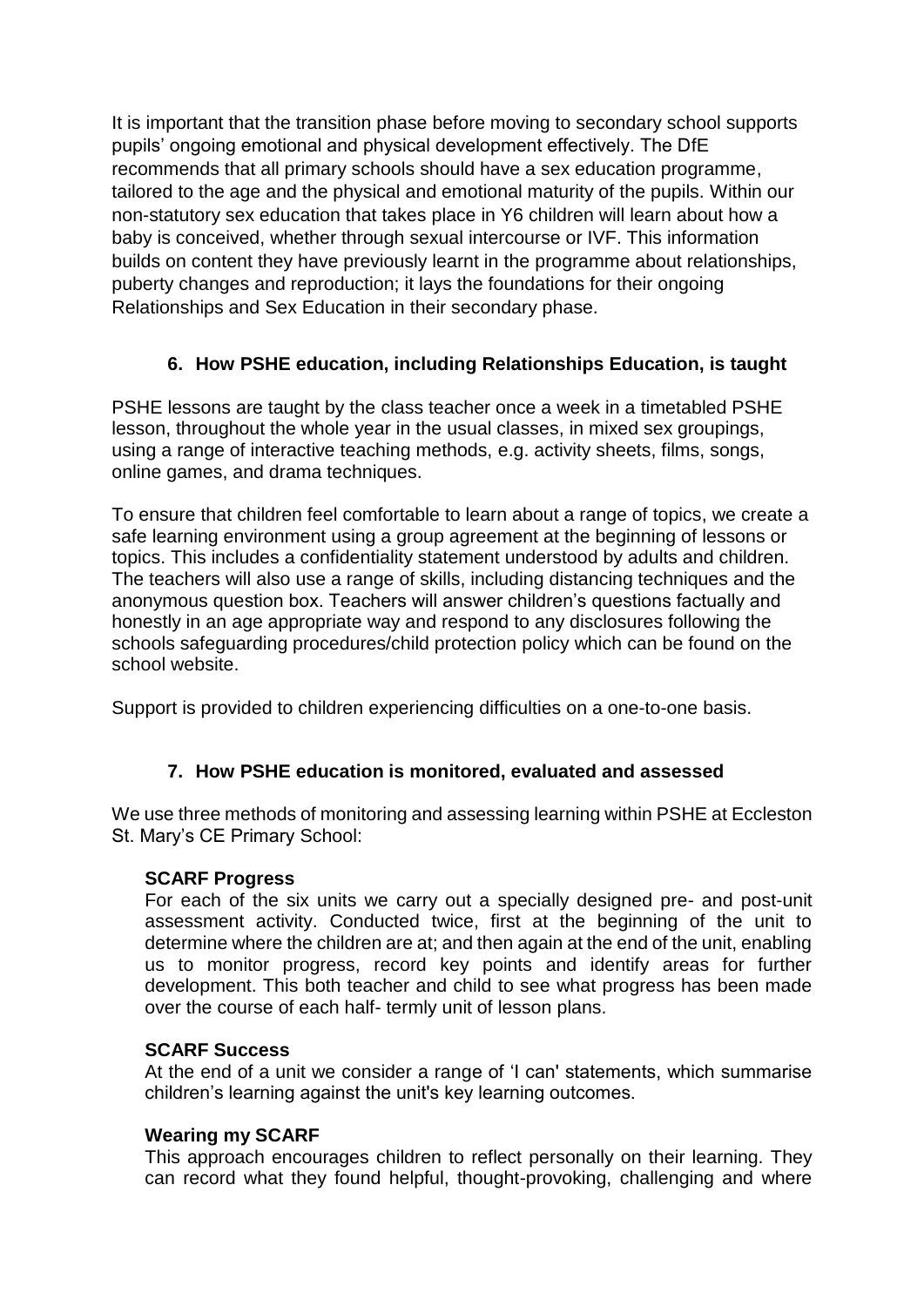It is important that the transition phase before moving to secondary school supports pupils' ongoing emotional and physical development effectively. The DfE recommends that all primary schools should have a sex education programme, tailored to the age and the physical and emotional maturity of the pupils. Within our non-statutory sex education that takes place in Y6 children will learn about how a baby is conceived, whether through sexual intercourse or IVF. This information builds on content they have previously learnt in the programme about relationships, puberty changes and reproduction; it lays the foundations for their ongoing Relationships and Sex Education in their secondary phase.

## 6. How PSHE education, including Relationships Education, is taught

PSHE lessons are taught by the class teacher once a week in a timetabled PSHE lesson, throughout the whole year in the usual classes, in mixed sex groupings, using a range of interactive teaching methods, e.g. activity sheets, films, songs, online games, and drama techniques.

To ensure that children feel comfortable to learn about a range of topics, we create a safe learning environment using a group agreement at the beginning of lessons or topics. This includes a confidentiality statement understood by adults and children. The teachers will also use a range of skills, including distancing techniques and the anonymous question box. Teachers will answer children's questions factually and honestly in an age appropriate way and respond to any disclosures following the schools safeguarding procedures/child protection policy which can be found on the school website.

Support is provided to children experiencing difficulties on a one-to-one basis.

## 7. How PSHE education is monitored, evaluated and assessed

We use three methods of monitoring and assessing learning within PSHE at Eccleston St. Mary's CE Primary School:

**SCARF Progress**
For each of the six units we carry out a specially designed pre- and post-unit assessment activity. Conducted twice, first at the beginning of the unit to determine where the children are at; and then again at the end of the unit, enabling us to monitor progress, record key points and identify areas for further development. This both teacher and child to see what progress has been made over the course of each half- termly unit of lesson plans.

**SCARF Success**
At the end of a unit we consider a range of 'I can' statements, which summarise children's learning against the unit's key learning outcomes.

**Wearing my SCARF**
This approach encourages children to reflect personally on their learning. They can record what they found helpful, thought-provoking, challenging and where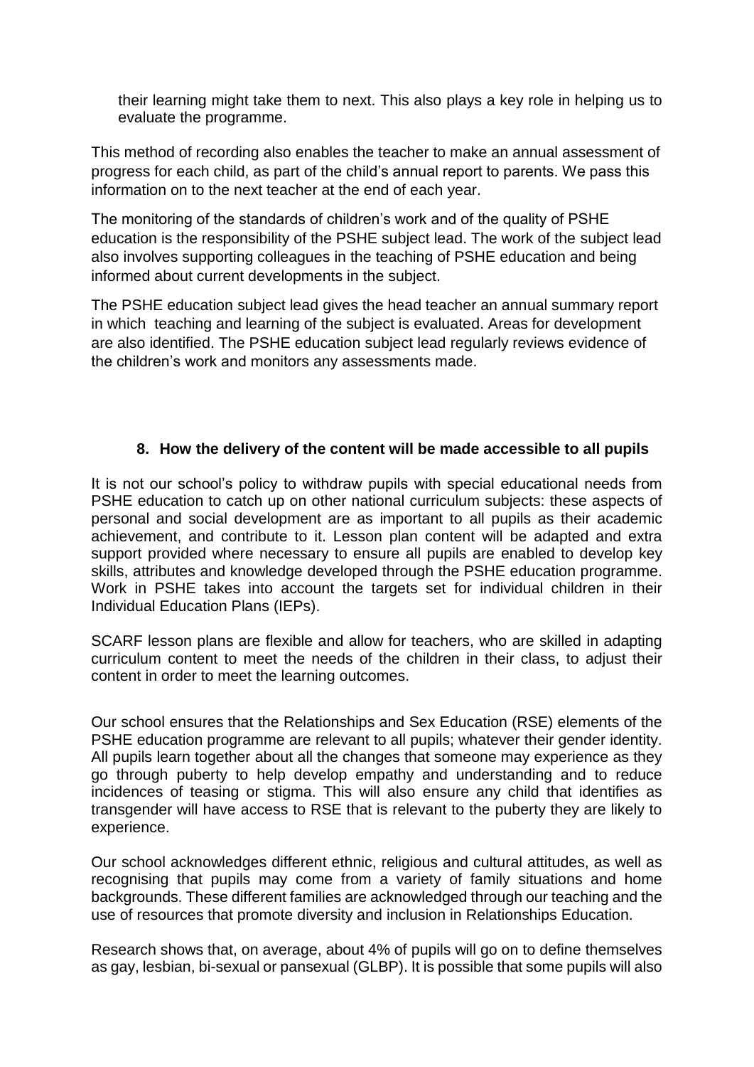their learning might take them to next. This also plays a key role in helping us to evaluate the programme.

This method of recording also enables the teacher to make an annual assessment of progress for each child, as part of the child's annual report to parents. We pass this information on to the next teacher at the end of each year.

The monitoring of the standards of children's work and of the quality of PSHE education is the responsibility of the PSHE subject lead. The work of the subject lead also involves supporting colleagues in the teaching of PSHE education and being informed about current developments in the subject.

The PSHE education subject lead gives the head teacher an annual summary report in which teaching and learning of the subject is evaluated. Areas for development are also identified. The PSHE education subject lead regularly reviews evidence of the children's work and monitors any assessments made.

## 8. How the delivery of the content will be made accessible to all pupils

It is not our school's policy to withdraw pupils with special educational needs from PSHE education to catch up on other national curriculum subjects: these aspects of personal and social development are as important to all pupils as their academic achievement, and contribute to it. Lesson plan content will be adapted and extra support provided where necessary to ensure all pupils are enabled to develop key skills, attributes and knowledge developed through the PSHE education programme. Work in PSHE takes into account the targets set for individual children in their Individual Education Plans (IEPs).

SCARF lesson plans are flexible and allow for teachers, who are skilled in adapting curriculum content to meet the needs of the children in their class, to adjust their content in order to meet the learning outcomes.

Our school ensures that the Relationships and Sex Education (RSE) elements of the PSHE education programme are relevant to all pupils; whatever their gender identity. All pupils learn together about all the changes that someone may experience as they go through puberty to help develop empathy and understanding and to reduce incidences of teasing or stigma. This will also ensure any child that identifies as transgender will have access to RSE that is relevant to the puberty they are likely to experience.

Our school acknowledges different ethnic, religious and cultural attitudes, as well as recognising that pupils may come from a variety of family situations and home backgrounds. These different families are acknowledged through our teaching and the use of resources that promote diversity and inclusion in Relationships Education.

Research shows that, on average, about 4% of pupils will go on to define themselves as gay, lesbian, bi-sexual or pansexual (GLBP). It is possible that some pupils will also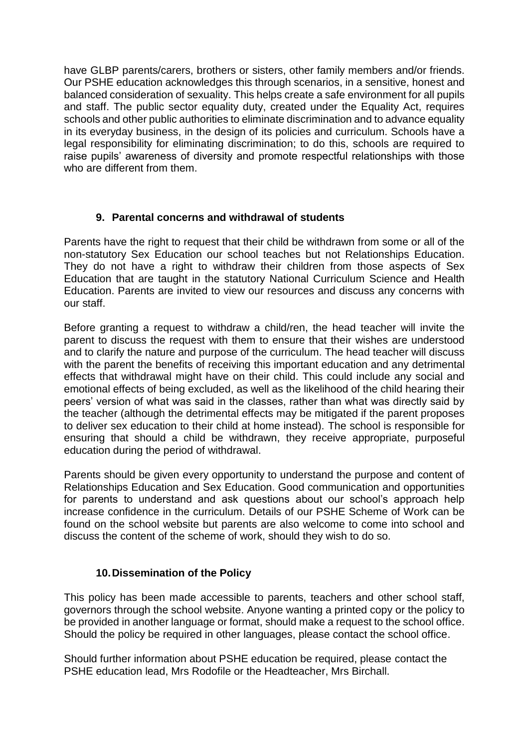have GLBP parents/carers, brothers or sisters, other family members and/or friends. Our PSHE education acknowledges this through scenarios, in a sensitive, honest and balanced consideration of sexuality. This helps create a safe environment for all pupils and staff. The public sector equality duty, created under the Equality Act, requires schools and other public authorities to eliminate discrimination and to advance equality in its everyday business, in the design of its policies and curriculum. Schools have a legal responsibility for eliminating discrimination; to do this, schools are required to raise pupils' awareness of diversity and promote respectful relationships with those who are different from them.

## 9. Parental concerns and withdrawal of students

Parents have the right to request that their child be withdrawn from some or all of the non-statutory Sex Education our school teaches but not Relationships Education. They do not have a right to withdraw their children from those aspects of Sex Education that are taught in the statutory National Curriculum Science and Health Education. Parents are invited to view our resources and discuss any concerns with our staff.

Before granting a request to withdraw a child/ren, the head teacher will invite the parent to discuss the request with them to ensure that their wishes are understood and to clarify the nature and purpose of the curriculum. The head teacher will discuss with the parent the benefits of receiving this important education and any detrimental effects that withdrawal might have on their child. This could include any social and emotional effects of being excluded, as well as the likelihood of the child hearing their peers' version of what was said in the classes, rather than what was directly said by the teacher (although the detrimental effects may be mitigated if the parent proposes to deliver sex education to their child at home instead). The school is responsible for ensuring that should a child be withdrawn, they receive appropriate, purposeful education during the period of withdrawal.

Parents should be given every opportunity to understand the purpose and content of Relationships Education and Sex Education. Good communication and opportunities for parents to understand and ask questions about our school's approach help increase confidence in the curriculum. Details of our PSHE Scheme of Work can be found on the school website but parents are also welcome to come into school and discuss the content of the scheme of work, should they wish to do so.

## 10. Dissemination of the Policy

This policy has been made accessible to parents, teachers and other school staff, governors through the school website. Anyone wanting a printed copy or the policy to be provided in another language or format, should make a request to the school office. Should the policy be required in other languages, please contact the school office.

Should further information about PSHE education be required, please contact the PSHE education lead, Mrs Rodofile or the Headteacher, Mrs Birchall.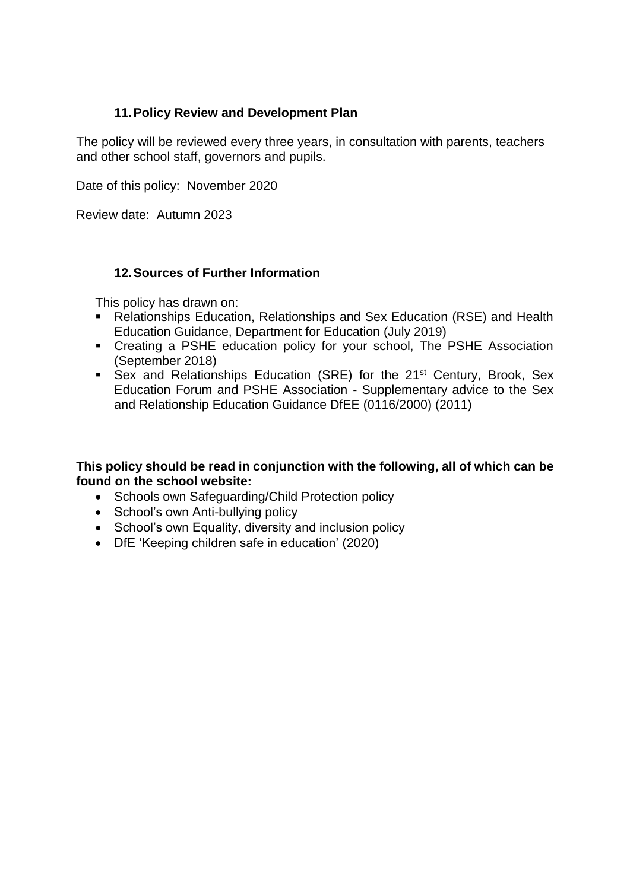## 11. Policy Review and Development Plan

The policy will be reviewed every three years, in consultation with parents, teachers and other school staff, governors and pupils.

Date of this policy: November 2020

Review date: Autumn 2023

## 12. Sources of Further Information

This policy has drawn on:

- Relationships Education, Relationships and Sex Education (RSE) and Health Education Guidance, Department for Education (July 2019)
- Creating a PSHE education policy for your school, The PSHE Association (September 2018)
- Sex and Relationships Education (SRE) for the 21st Century, Brook, Sex Education Forum and PSHE Association - Supplementary advice to the Sex and Relationship Education Guidance DfEE (0116/2000) (2011)

**This policy should be read in conjunction with the following, all of which can be found on the school website:**

- Schools own Safeguarding/Child Protection policy
- School's own Anti-bullying policy
- School's own Equality, diversity and inclusion policy
- DfE 'Keeping children safe in education' (2020)